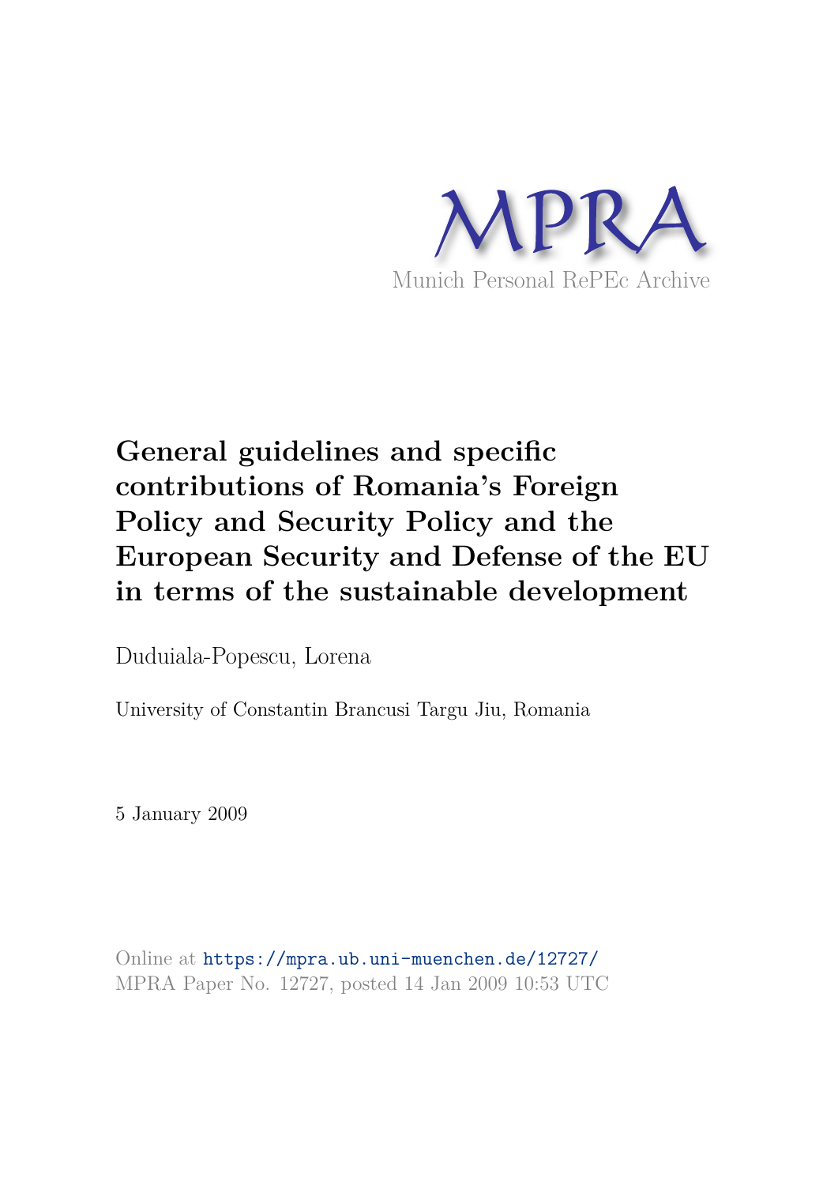MPRA

Munich Personal RePEc Archive

# General guidelines and specific contributions of Romania's Foreign Policy and Security Policy and the European Security and Defense of the EU in terms of the sustainable development

Duduiala-Popescu, Lorena

University of Constantin Brancusi Targu Jiu, Romania

5 January 2009

Online at https://mpra.ub.uni-muenchen.de/12727/
MPRA Paper No. 12727, posted 14 Jan 2009 10:53 UTC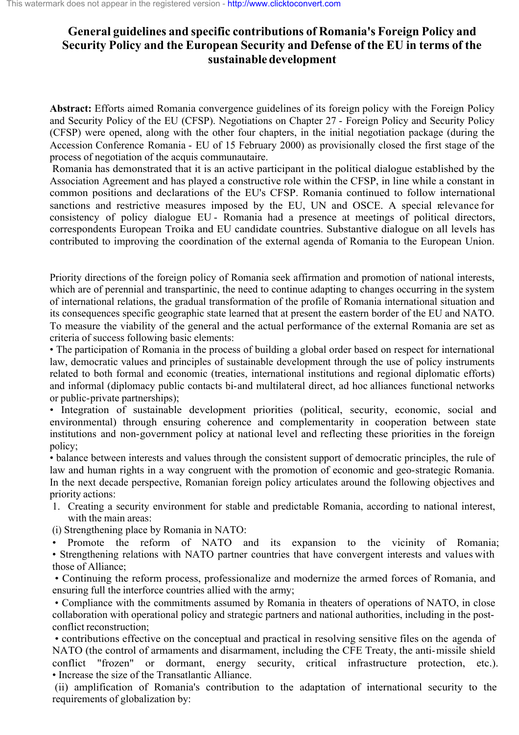# General guidelines and specific contributions of Romania's Foreign Policy and Security Policy and the European Security and Defense of the EU in terms of the sustainable development

**Abstract:** Efforts aimed Romania convergence guidelines of its foreign policy with the Foreign Policy and Security Policy of the EU (CFSP). Negotiations on Chapter 27 - Foreign Policy and Security Policy (CFSP) were opened, along with the other four chapters, in the initial negotiation package (during the Accession Conference Romania - EU of 15 February 2000) as provisionally closed the first stage of the process of negotiation of the acquis communautaire.

Romania has demonstrated that it is an active participant in the political dialogue established by the Association Agreement and has played a constructive role within the CFSP, in line while a constant in common positions and declarations of the EU's CFSP. Romania continued to follow international sanctions and restrictive measures imposed by the EU, UN and OSCE. A special relevance for consistency of policy dialogue EU - Romania had a presence at meetings of political directors, correspondents European Troika and EU candidate countries. Substantive dialogue on all levels has contributed to improving the coordination of the external agenda of Romania to the European Union.

Priority directions of the foreign policy of Romania seek affirmation and promotion of national interests, which are of perennial and transpartinic, the need to continue adapting to changes occurring in the system of international relations, the gradual transformation of the profile of Romania international situation and its consequences specific geographic state learned that at present the eastern border of the EU and NATO. To measure the viability of the general and the actual performance of the external Romania are set as criteria of success following basic elements:

- The participation of Romania in the process of building a global order based on respect for international law, democratic values and principles of sustainable development through the use of policy instruments related to both formal and economic (treaties, international institutions and regional diplomatic efforts) and informal (diplomacy public contacts bi-and multilateral direct, ad hoc alliances functional networks or public-private partnerships);
- Integration of sustainable development priorities (political, security, economic, social and environmental) through ensuring coherence and complementarity in cooperation between state institutions and non-government policy at national level and reflecting these priorities in the foreign policy;
- balance between interests and values through the consistent support of democratic principles, the rule of law and human rights in a way congruent with the promotion of economic and geo-strategic Romania.

In the next decade perspective, Romanian foreign policy articulates around the following objectives and priority actions:

1. Creating a security environment for stable and predictable Romania, according to national interest, with the main areas:

(i) Strengthening place by Romania in NATO:

- Promote the reform of NATO and its expansion to the vicinity of Romania;
- Strengthening relations with NATO partner countries that have convergent interests and values with those of Alliance;
- Continuing the reform process, professionalize and modernize the armed forces of Romania, and ensuring full the interforce countries allied with the army;
- Compliance with the commitments assumed by Romania in theaters of operations of NATO, in close collaboration with operational policy and strategic partners and national authorities, including in the post-conflict reconstruction;
- contributions effective on the conceptual and practical in resolving sensitive files on the agenda of NATO (the control of armaments and disarmament, including the CFE Treaty, the anti-missile shield conflict "frozen" or dormant, energy security, critical infrastructure protection, etc.).
- Increase the size of the Transatlantic Alliance.

(ii) amplification of Romania's contribution to the adaptation of international security to the requirements of globalization by: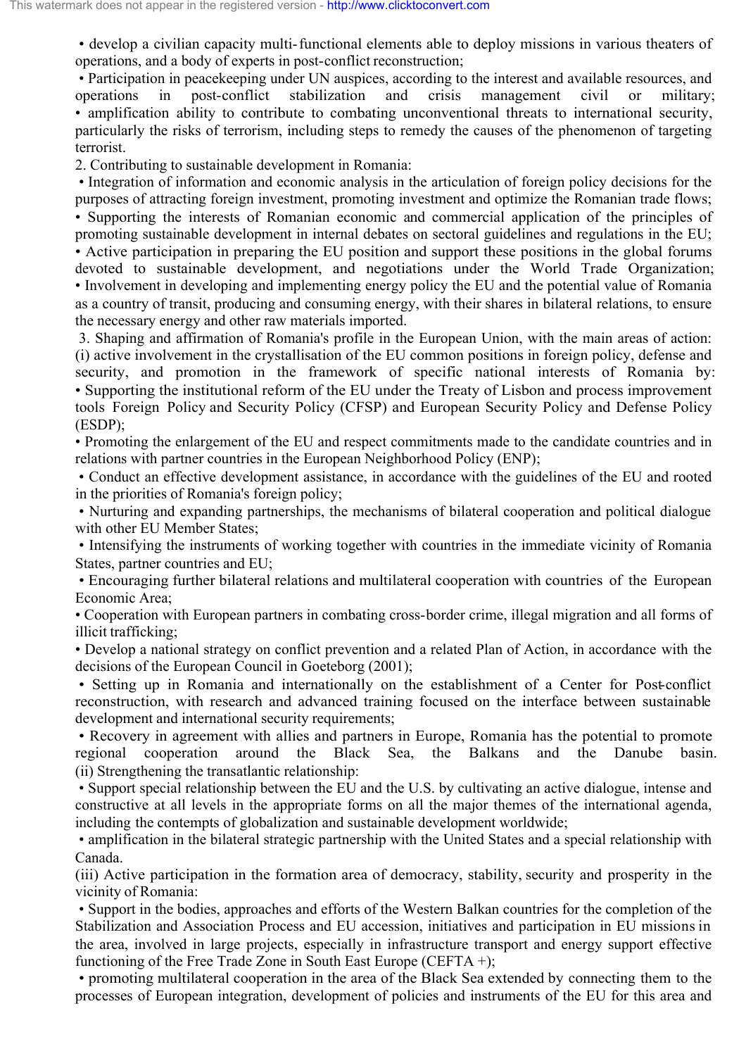- develop a civilian capacity multi-functional elements able to deploy missions in various theaters of operations, and a body of experts in post-conflict reconstruction;
- Participation in peacekeeping under UN auspices, according to the interest and available resources, and operations in post-conflict stabilization and crisis management civil or military;
- amplification ability to contribute to combating unconventional threats to international security, particularly the risks of terrorism, including steps to remedy the causes of the phenomenon of targeting terrorist.

2. Contributing to sustainable development in Romania:

- Integration of information and economic analysis in the articulation of foreign policy decisions for the purposes of attracting foreign investment, promoting investment and optimize the Romanian trade flows;
- Supporting the interests of Romanian economic and commercial application of the principles of promoting sustainable development in internal debates on sectoral guidelines and regulations in the EU;
- Active participation in preparing the EU position and support these positions in the global forums devoted to sustainable development, and negotiations under the World Trade Organization;
- Involvement in developing and implementing energy policy the EU and the potential value of Romania as a country of transit, producing and consuming energy, with their shares in bilateral relations, to ensure the necessary energy and other raw materials imported.

3. Shaping and affirmation of Romania's profile in the European Union, with the main areas of action: (i) active involvement in the crystallisation of the EU common positions in foreign policy, defense and security, and promotion in the framework of specific national interests of Romania by:

- Supporting the institutional reform of the EU under the Treaty of Lisbon and process improvement tools Foreign Policy and Security Policy (CFSP) and European Security Policy and Defense Policy (ESDP);
- Promoting the enlargement of the EU and respect commitments made to the candidate countries and in relations with partner countries in the European Neighborhood Policy (ENP);
- Conduct an effective development assistance, in accordance with the guidelines of the EU and rooted in the priorities of Romania's foreign policy;
- Nurturing and expanding partnerships, the mechanisms of bilateral cooperation and political dialogue with other EU Member States;
- Intensifying the instruments of working together with countries in the immediate vicinity of Romania States, partner countries and EU;
- Encouraging further bilateral relations and multilateral cooperation with countries of the European Economic Area;
- Cooperation with European partners in combating cross-border crime, illegal migration and all forms of illicit trafficking;
- Develop a national strategy on conflict prevention and a related Plan of Action, in accordance with the decisions of the European Council in Goeteborg (2001);
- Setting up in Romania and internationally on the establishment of a Center for Post-conflict reconstruction, with research and advanced training focused on the interface between sustainable development and international security requirements;
- Recovery in agreement with allies and partners in Europe, Romania has the potential to promote regional cooperation around the Black Sea, the Balkans and the Danube basin.

(ii) Strengthening the transatlantic relationship:

- Support special relationship between the EU and the U.S. by cultivating an active dialogue, intense and constructive at all levels in the appropriate forms on all the major themes of the international agenda, including the contempts of globalization and sustainable development worldwide;
- amplification in the bilateral strategic partnership with the United States and a special relationship with Canada.

(iii) Active participation in the formation area of democracy, stability, security and prosperity in the vicinity of Romania:

- Support in the bodies, approaches and efforts of the Western Balkan countries for the completion of the Stabilization and Association Process and EU accession, initiatives and participation in EU missions in the area, involved in large projects, especially in infrastructure transport and energy support effective functioning of the Free Trade Zone in South East Europe (CEFTA +);
- promoting multilateral cooperation in the area of the Black Sea extended by connecting them to the processes of European integration, development of policies and instruments of the EU for this area and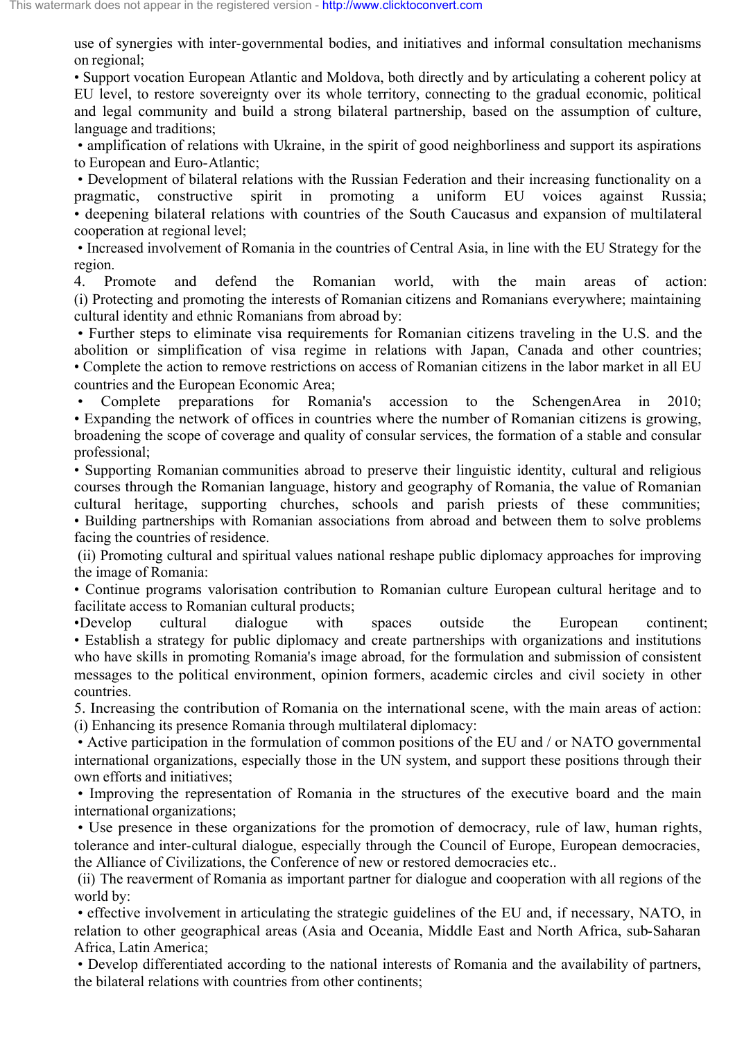use of synergies with inter-governmental bodies, and initiatives and informal consultation mechanisms on regional;

• Support vocation European Atlantic and Moldova, both directly and by articulating a coherent policy at EU level, to restore sovereignty over its whole territory, connecting to the gradual economic, political and legal community and build a strong bilateral partnership, based on the assumption of culture, language and traditions;

• amplification of relations with Ukraine, in the spirit of good neighborliness and support its aspirations to European and Euro-Atlantic;

• Development of bilateral relations with the Russian Federation and their increasing functionality on a pragmatic, constructive spirit in promoting a uniform EU voices against Russia;

• deepening bilateral relations with countries of the South Caucasus and expansion of multilateral cooperation at regional level;

• Increased involvement of Romania in the countries of Central Asia, in line with the EU Strategy for the region.

4. Promote and defend the Romanian world, with the main areas of action:

(i) Protecting and promoting the interests of Romanian citizens and Romanians everywhere; maintaining cultural identity and ethnic Romanians from abroad by:

• Further steps to eliminate visa requirements for Romanian citizens traveling in the U.S. and the abolition or simplification of visa regime in relations with Japan, Canada and other countries;

• Complete the action to remove restrictions on access of Romanian citizens in the labor market in all EU countries and the European Economic Area;

• Complete preparations for Romania's accession to the SchengenArea in 2010;

• Expanding the network of offices in countries where the number of Romanian citizens is growing, broadening the scope of coverage and quality of consular services, the formation of a stable and consular professional;

• Supporting Romanian communities abroad to preserve their linguistic identity, cultural and religious courses through the Romanian language, history and geography of Romania, the value of Romanian cultural heritage, supporting churches, schools and parish priests of these communities;

• Building partnerships with Romanian associations from abroad and between them to solve problems facing the countries of residence.

(ii) Promoting cultural and spiritual values national reshape public diplomacy approaches for improving the image of Romania:

• Continue programs valorisation contribution to Romanian culture European cultural heritage and to facilitate access to Romanian cultural products;

•Develop cultural dialogue with spaces outside the European continent;

• Establish a strategy for public diplomacy and create partnerships with organizations and institutions who have skills in promoting Romania's image abroad, for the formulation and submission of consistent messages to the political environment, opinion formers, academic circles and civil society in other countries.

5. Increasing the contribution of Romania on the international scene, with the main areas of action:

(i) Enhancing its presence Romania through multilateral diplomacy:

• Active participation in the formulation of common positions of the EU and / or NATO governmental international organizations, especially those in the UN system, and support these positions through their own efforts and initiatives;

• Improving the representation of Romania in the structures of the executive board and the main international organizations;

• Use presence in these organizations for the promotion of democracy, rule of law, human rights, tolerance and inter-cultural dialogue, especially through the Council of Europe, European democracies, the Alliance of Civilizations, the Conference of new or restored democracies etc..

(ii) The reaverment of Romania as important partner for dialogue and cooperation with all regions of the world by:

• effective involvement in articulating the strategic guidelines of the EU and, if necessary, NATO, in relation to other geographical areas (Asia and Oceania, Middle East and North Africa, sub-Saharan Africa, Latin America;

• Develop differentiated according to the national interests of Romania and the availability of partners, the bilateral relations with countries from other continents;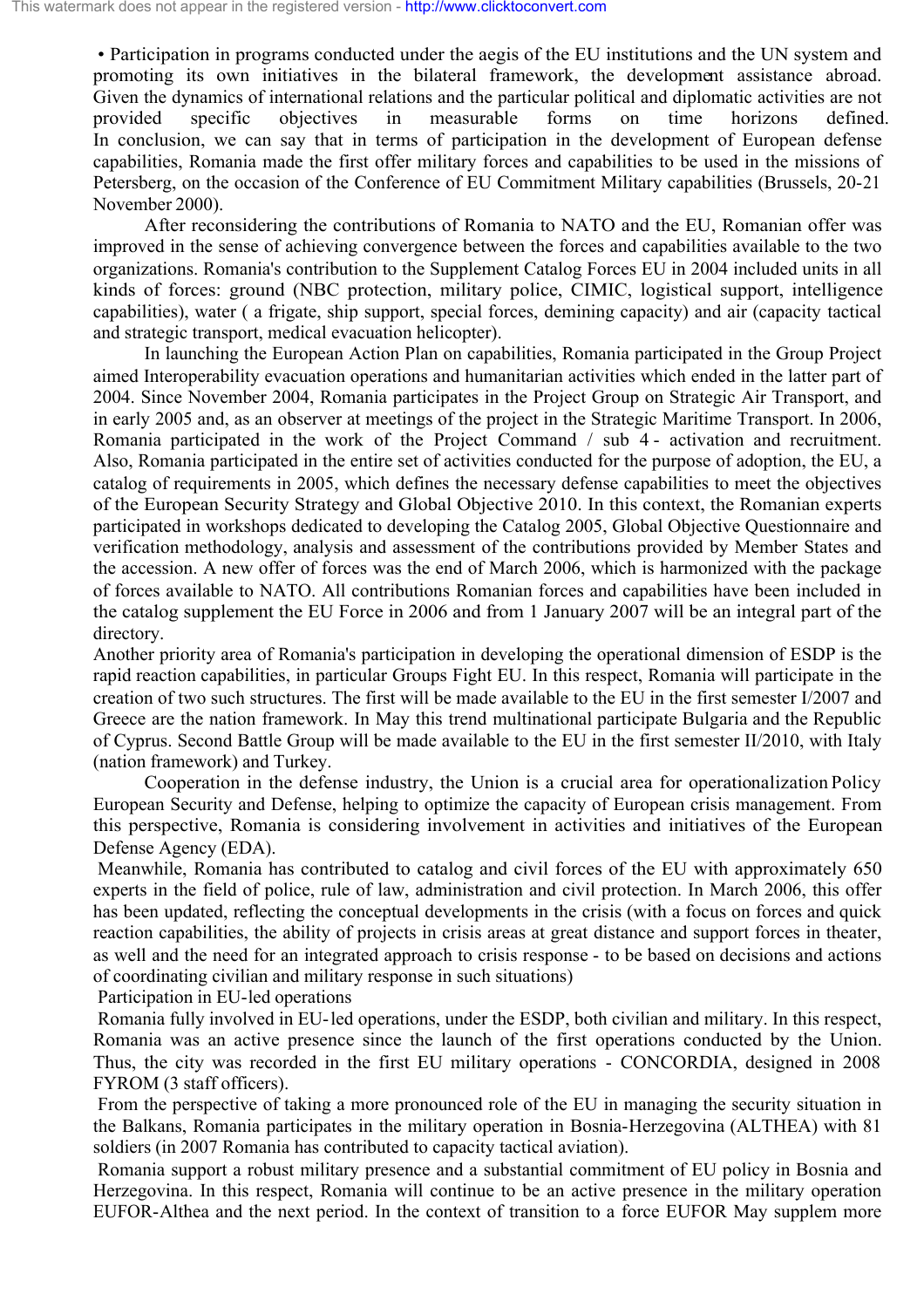• Participation in programs conducted under the aegis of the EU institutions and the UN system and promoting its own initiatives in the bilateral framework, the development assistance abroad. Given the dynamics of international relations and the particular political and diplomatic activities are not provided specific objectives in measurable forms on time horizons defined. In conclusion, we can say that in terms of participation in the development of European defense capabilities, Romania made the first offer military forces and capabilities to be used in the missions of Petersberg, on the occasion of the Conference of EU Commitment Military capabilities (Brussels, 20-21 November 2000).

After reconsidering the contributions of Romania to NATO and the EU, Romanian offer was improved in the sense of achieving convergence between the forces and capabilities available to the two organizations. Romania's contribution to the Supplement Catalog Forces EU in 2004 included units in all kinds of forces: ground (NBC protection, military police, CIMIC, logistical support, intelligence capabilities), water ( a frigate, ship support, special forces, demining capacity) and air (capacity tactical and strategic transport, medical evacuation helicopter).

In launching the European Action Plan on capabilities, Romania participated in the Group Project aimed Interoperability evacuation operations and humanitarian activities which ended in the latter part of 2004. Since November 2004, Romania participates in the Project Group on Strategic Air Transport, and in early 2005 and, as an observer at meetings of the project in the Strategic Maritime Transport. In 2006, Romania participated in the work of the Project Command / sub 4 - activation and recruitment. Also, Romania participated in the entire set of activities conducted for the purpose of adoption, the EU, a catalog of requirements in 2005, which defines the necessary defense capabilities to meet the objectives of the European Security Strategy and Global Objective 2010. In this context, the Romanian experts participated in workshops dedicated to developing the Catalog 2005, Global Objective Questionnaire and verification methodology, analysis and assessment of the contributions provided by Member States and the accession. A new offer of forces was the end of March 2006, which is harmonized with the package of forces available to NATO. All contributions Romanian forces and capabilities have been included in the catalog supplement the EU Force in 2006 and from 1 January 2007 will be an integral part of the directory.

Another priority area of Romania's participation in developing the operational dimension of ESDP is the rapid reaction capabilities, in particular Groups Fight EU. In this respect, Romania will participate in the creation of two such structures. The first will be made available to the EU in the first semester I/2007 and Greece are the nation framework. In May this trend multinational participate Bulgaria and the Republic of Cyprus. Second Battle Group will be made available to the EU in the first semester II/2010, with Italy (nation framework) and Turkey.

Cooperation in the defense industry, the Union is a crucial area for operationalization Policy European Security and Defense, helping to optimize the capacity of European crisis management. From this perspective, Romania is considering involvement in activities and initiatives of the European Defense Agency (EDA).

Meanwhile, Romania has contributed to catalog and civil forces of the EU with approximately 650 experts in the field of police, rule of law, administration and civil protection. In March 2006, this offer has been updated, reflecting the conceptual developments in the crisis (with a focus on forces and quick reaction capabilities, the ability of projects in crisis areas at great distance and support forces in theater, as well and the need for an integrated approach to crisis response - to be based on decisions and actions of coordinating civilian and military response in such situations)

Participation in EU-led operations

Romania fully involved in EU-led operations, under the ESDP, both civilian and military. In this respect, Romania was an active presence since the launch of the first operations conducted by the Union. Thus, the city was recorded in the first EU military operations - CONCORDIA, designed in 2008 FYROM (3 staff officers).

From the perspective of taking a more pronounced role of the EU in managing the security situation in the Balkans, Romania participates in the military operation in Bosnia-Herzegovina (ALTHEA) with 81 soldiers (in 2007 Romania has contributed to capacity tactical aviation).

Romania support a robust military presence and a substantial commitment of EU policy in Bosnia and Herzegovina. In this respect, Romania will continue to be an active presence in the military operation EUFOR-Althea and the next period. In the context of transition to a force EUFOR May supplem more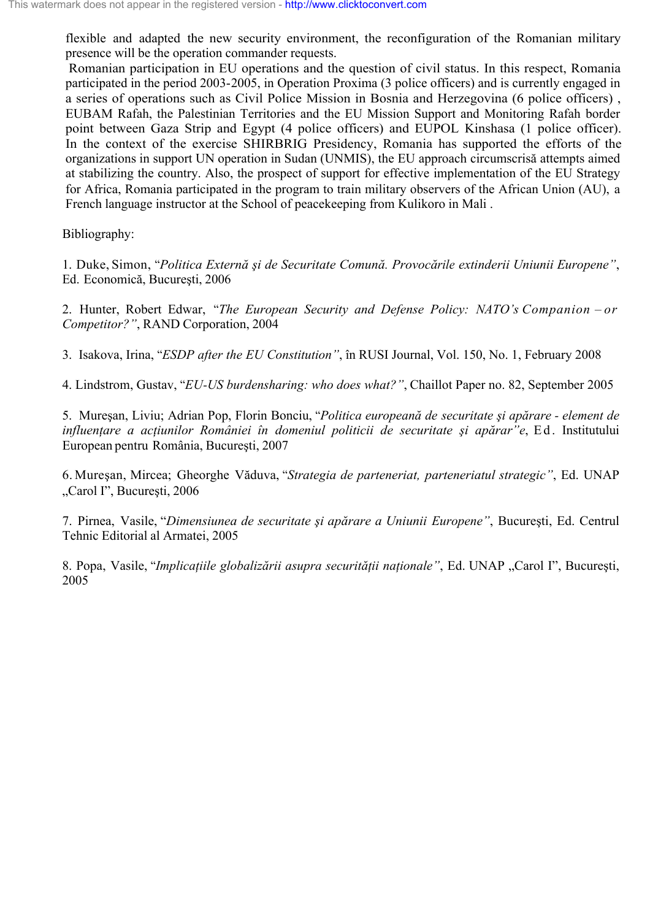flexible and adapted the new security environment, the reconfiguration of the Romanian military presence will be the operation commander requests.

Romanian participation in EU operations and the question of civil status. In this respect, Romania participated in the period 2003-2005, in Operation Proxima (3 police officers) and is currently engaged in a series of operations such as Civil Police Mission in Bosnia and Herzegovina (6 police officers) , EUBAM Rafah, the Palestinian Territories and the EU Mission Support and Monitoring Rafah border point between Gaza Strip and Egypt (4 police officers) and EUPOL Kinshasa (1 police officer). In the context of the exercise SHIRBRIG Presidency, Romania has supported the efforts of the organizations in support UN operation in Sudan (UNMIS), the EU approach circumscrisă attempts aimed at stabilizing the country. Also, the prospect of support for effective implementation of the EU Strategy for Africa, Romania participated in the program to train military observers of the African Union (AU), a French language instructor at the School of peacekeeping from Kulikoro in Mali .

Bibliography:

1. Duke, Simon, "*Politica Externă şi de Securitate Comună. Provocările extinderii Uniunii Europene*", Ed. Economică, Bucureşti, 2006

2. Hunter, Robert Edwar, "*The European Security and Defense Policy: NATO's Companion – or Competitor?*", RAND Corporation, 2004

3. Isakova, Irina, "*ESDP after the EU Constitution*", în RUSI Journal, Vol. 150, No. 1, February 2008

4. Lindstrom, Gustav, "*EU-US burdensharing: who does what?*", Chaillot Paper no. 82, September 2005

5. Mureşan, Liviu; Adrian Pop, Florin Bonciu, "*Politica europeană de securitate şi apărare - element de influenţare a acţiunilor României în domeniul politicii de securitate şi apărar*"*e*, Ed. Institutului European pentru România, Bucureşti, 2007

6. Mureşan, Mircea; Gheorghe Văduva, "*Strategia de parteneriat, parteneriatul strategic*", Ed. UNAP „Carol I", Bucureşti, 2006

7. Pirnea, Vasile, "*Dimensiunea de securitate şi apărare a Uniunii Europene*", Bucureşti, Ed. Centrul Tehnic Editorial al Armatei, 2005

8. Popa, Vasile, "*Implicaţiile globalizării asupra securităţii naţionale*", Ed. UNAP „Carol I", Bucureşti, 2005